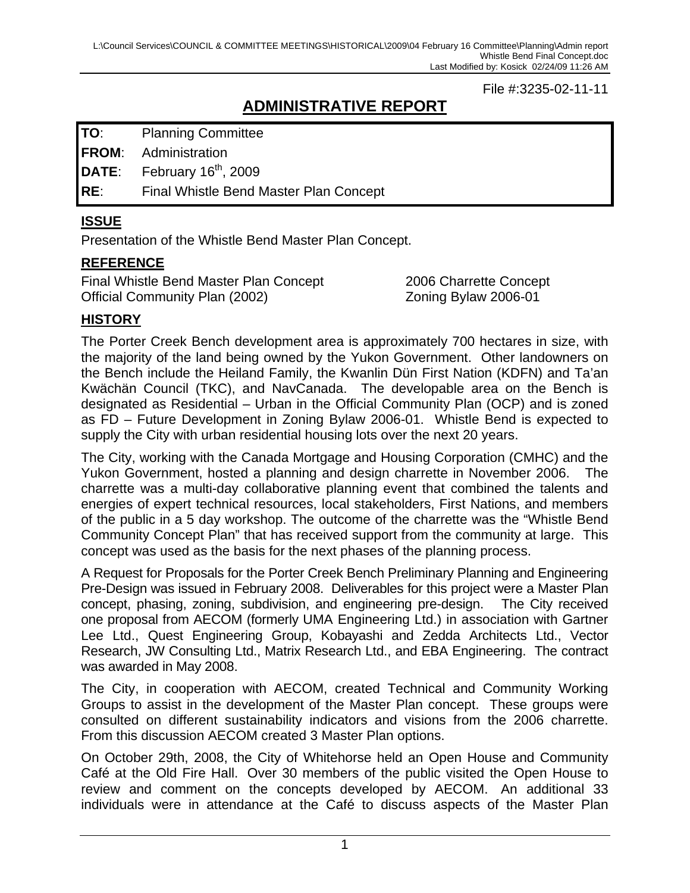File #:3235-02-11-11

# ADMINISTRATIVE REPORT

| | |
|---|---|
| **TO**: | Planning Committee |
| **FROM**: | Administration |
| **DATE**: | February 16th, 2009 |
| **RE**: | Final Whistle Bend Master Plan Concept |

## ISSUE

Presentation of the Whistle Bend Master Plan Concept.

## REFERENCE

Final Whistle Bend Master Plan Concept
Official Community Plan (2002)
2006 Charrette Concept
Zoning Bylaw 2006-01

## HISTORY

The Porter Creek Bench development area is approximately 700 hectares in size, with the majority of the land being owned by the Yukon Government. Other landowners on the Bench include the Heiland Family, the Kwanlin Dün First Nation (KDFN) and Ta'an Kwächän Council (TKC), and NavCanada. The developable area on the Bench is designated as Residential – Urban in the Official Community Plan (OCP) and is zoned as FD – Future Development in Zoning Bylaw 2006-01. Whistle Bend is expected to supply the City with urban residential housing lots over the next 20 years.

The City, working with the Canada Mortgage and Housing Corporation (CMHC) and the Yukon Government, hosted a planning and design charrette in November 2006. The charrette was a multi-day collaborative planning event that combined the talents and energies of expert technical resources, local stakeholders, First Nations, and members of the public in a 5 day workshop. The outcome of the charrette was the "Whistle Bend Community Concept Plan" that has received support from the community at large. This concept was used as the basis for the next phases of the planning process.

A Request for Proposals for the Porter Creek Bench Preliminary Planning and Engineering Pre-Design was issued in February 2008. Deliverables for this project were a Master Plan concept, phasing, zoning, subdivision, and engineering pre-design. The City received one proposal from AECOM (formerly UMA Engineering Ltd.) in association with Gartner Lee Ltd., Quest Engineering Group, Kobayashi and Zedda Architects Ltd., Vector Research, JW Consulting Ltd., Matrix Research Ltd., and EBA Engineering. The contract was awarded in May 2008.

The City, in cooperation with AECOM, created Technical and Community Working Groups to assist in the development of the Master Plan concept. These groups were consulted on different sustainability indicators and visions from the 2006 charrette. From this discussion AECOM created 3 Master Plan options.

On October 29th, 2008, the City of Whitehorse held an Open House and Community Café at the Old Fire Hall. Over 30 members of the public visited the Open House to review and comment on the concepts developed by AECOM. An additional 33 individuals were in attendance at the Café to discuss aspects of the Master Plan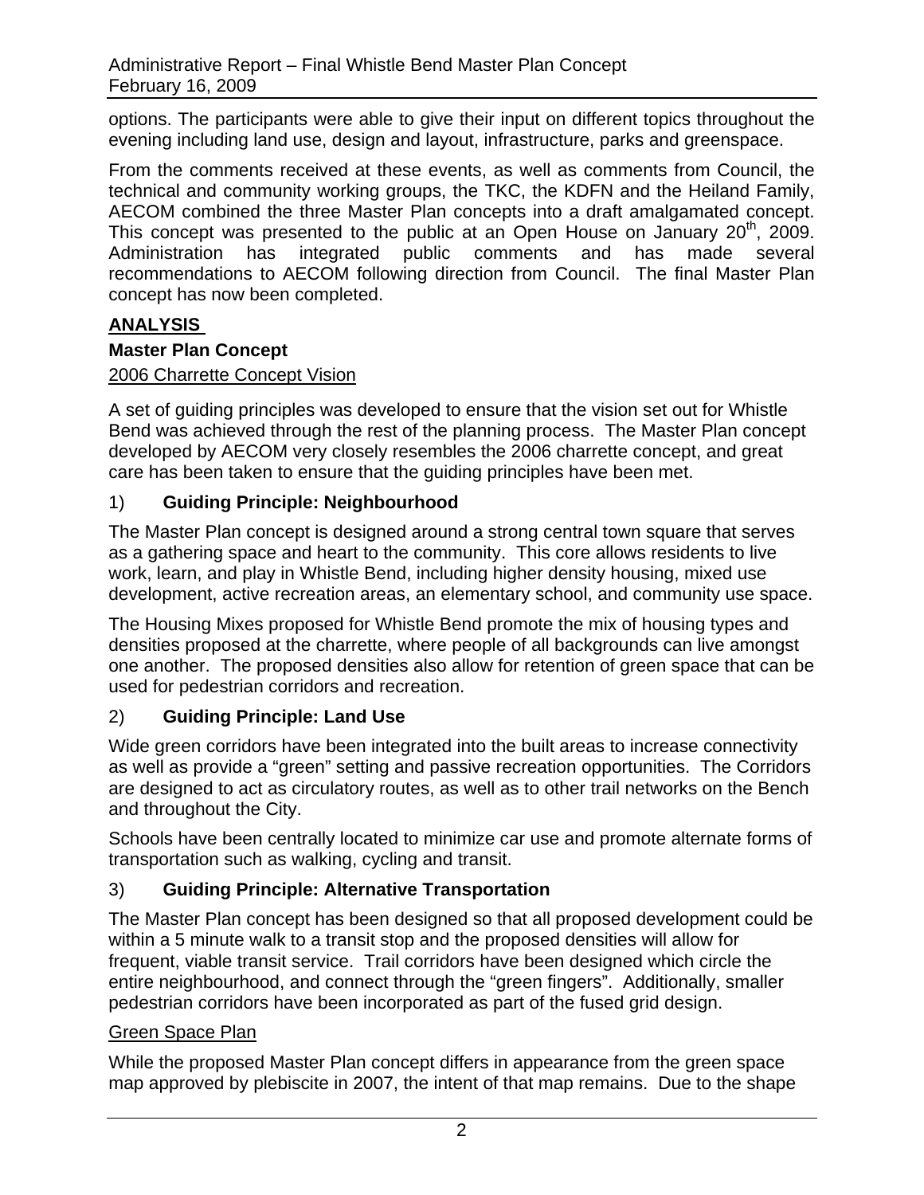options. The participants were able to give their input on different topics throughout the evening including land use, design and layout, infrastructure, parks and greenspace.

From the comments received at these events, as well as comments from Council, the technical and community working groups, the TKC, the KDFN and the Heiland Family, AECOM combined the three Master Plan concepts into a draft amalgamated concept. This concept was presented to the public at an Open House on January 20th, 2009. Administration has integrated public comments and has made several recommendations to AECOM following direction from Council. The final Master Plan concept has now been completed.

## ANALYSIS

### Master Plan Concept

2006 Charrette Concept Vision

A set of guiding principles was developed to ensure that the vision set out for Whistle Bend was achieved through the rest of the planning process. The Master Plan concept developed by AECOM very closely resembles the 2006 charrette concept, and great care has been taken to ensure that the guiding principles have been met.

1) **Guiding Principle: Neighbourhood**

The Master Plan concept is designed around a strong central town square that serves as a gathering space and heart to the community. This core allows residents to live work, learn, and play in Whistle Bend, including higher density housing, mixed use development, active recreation areas, an elementary school, and community use space.

The Housing Mixes proposed for Whistle Bend promote the mix of housing types and densities proposed at the charrette, where people of all backgrounds can live amongst one another. The proposed densities also allow for retention of green space that can be used for pedestrian corridors and recreation.

2) **Guiding Principle: Land Use**

Wide green corridors have been integrated into the built areas to increase connectivity as well as provide a “green” setting and passive recreation opportunities. The Corridors are designed to act as circulatory routes, as well as to other trail networks on the Bench and throughout the City.

Schools have been centrally located to minimize car use and promote alternate forms of transportation such as walking, cycling and transit.

3) **Guiding Principle: Alternative Transportation**

The Master Plan concept has been designed so that all proposed development could be within a 5 minute walk to a transit stop and the proposed densities will allow for frequent, viable transit service. Trail corridors have been designed which circle the entire neighbourhood, and connect through the “green fingers”. Additionally, smaller pedestrian corridors have been incorporated as part of the fused grid design.

Green Space Plan

While the proposed Master Plan concept differs in appearance from the green space map approved by plebiscite in 2007, the intent of that map remains. Due to the shape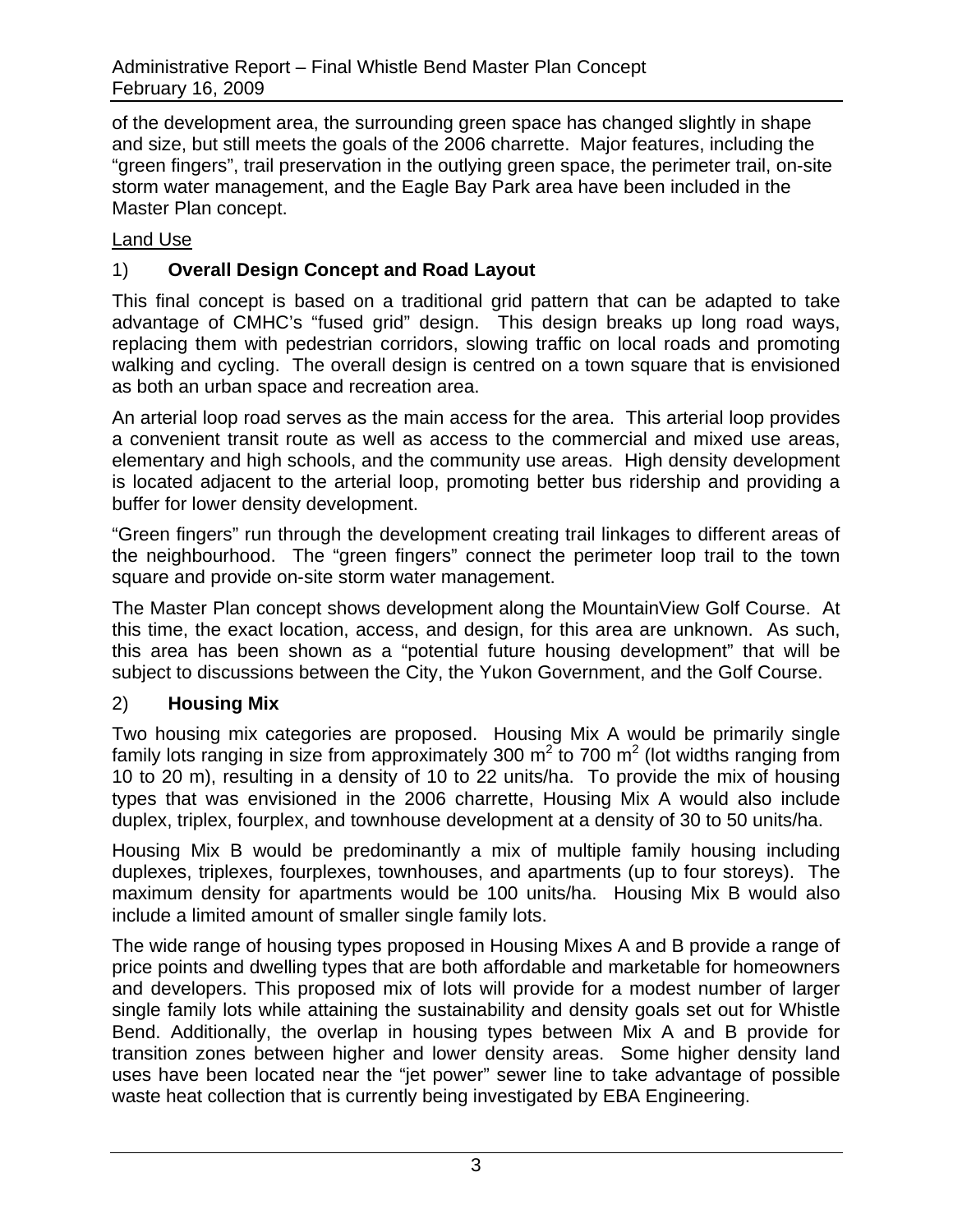of the development area, the surrounding green space has changed slightly in shape and size, but still meets the goals of the 2006 charrette. Major features, including the “green fingers”, trail preservation in the outlying green space, the perimeter trail, on-site storm water management, and the Eagle Bay Park area have been included in the Master Plan concept.

Land Use

### 1) **Overall Design Concept and Road Layout**

This final concept is based on a traditional grid pattern that can be adapted to take advantage of CMHC’s “fused grid” design. This design breaks up long road ways, replacing them with pedestrian corridors, slowing traffic on local roads and promoting walking and cycling. The overall design is centred on a town square that is envisioned as both an urban space and recreation area.

An arterial loop road serves as the main access for the area. This arterial loop provides a convenient transit route as well as access to the commercial and mixed use areas, elementary and high schools, and the community use areas. High density development is located adjacent to the arterial loop, promoting better bus ridership and providing a buffer for lower density development.

“Green fingers” run through the development creating trail linkages to different areas of the neighbourhood. The “green fingers” connect the perimeter loop trail to the town square and provide on-site storm water management.

The Master Plan concept shows development along the MountainView Golf Course. At this time, the exact location, access, and design, for this area are unknown. As such, this area has been shown as a “potential future housing development” that will be subject to discussions between the City, the Yukon Government, and the Golf Course.

### 2) **Housing Mix**

Two housing mix categories are proposed. Housing Mix A would be primarily single family lots ranging in size from approximately 300 $m^2$ to 700 $m^2$ (lot widths ranging from 10 to 20 m), resulting in a density of 10 to 22 units/ha. To provide the mix of housing types that was envisioned in the 2006 charrette, Housing Mix A would also include duplex, triplex, fourplex, and townhouse development at a density of 30 to 50 units/ha.

Housing Mix B would be predominantly a mix of multiple family housing including duplexes, triplexes, fourplexes, townhouses, and apartments (up to four storeys). The maximum density for apartments would be 100 units/ha. Housing Mix B would also include a limited amount of smaller single family lots.

The wide range of housing types proposed in Housing Mixes A and B provide a range of price points and dwelling types that are both affordable and marketable for homeowners and developers. This proposed mix of lots will provide for a modest number of larger single family lots while attaining the sustainability and density goals set out for Whistle Bend. Additionally, the overlap in housing types between Mix A and B provide for transition zones between higher and lower density areas. Some higher density land uses have been located near the “jet power” sewer line to take advantage of possible waste heat collection that is currently being investigated by EBA Engineering.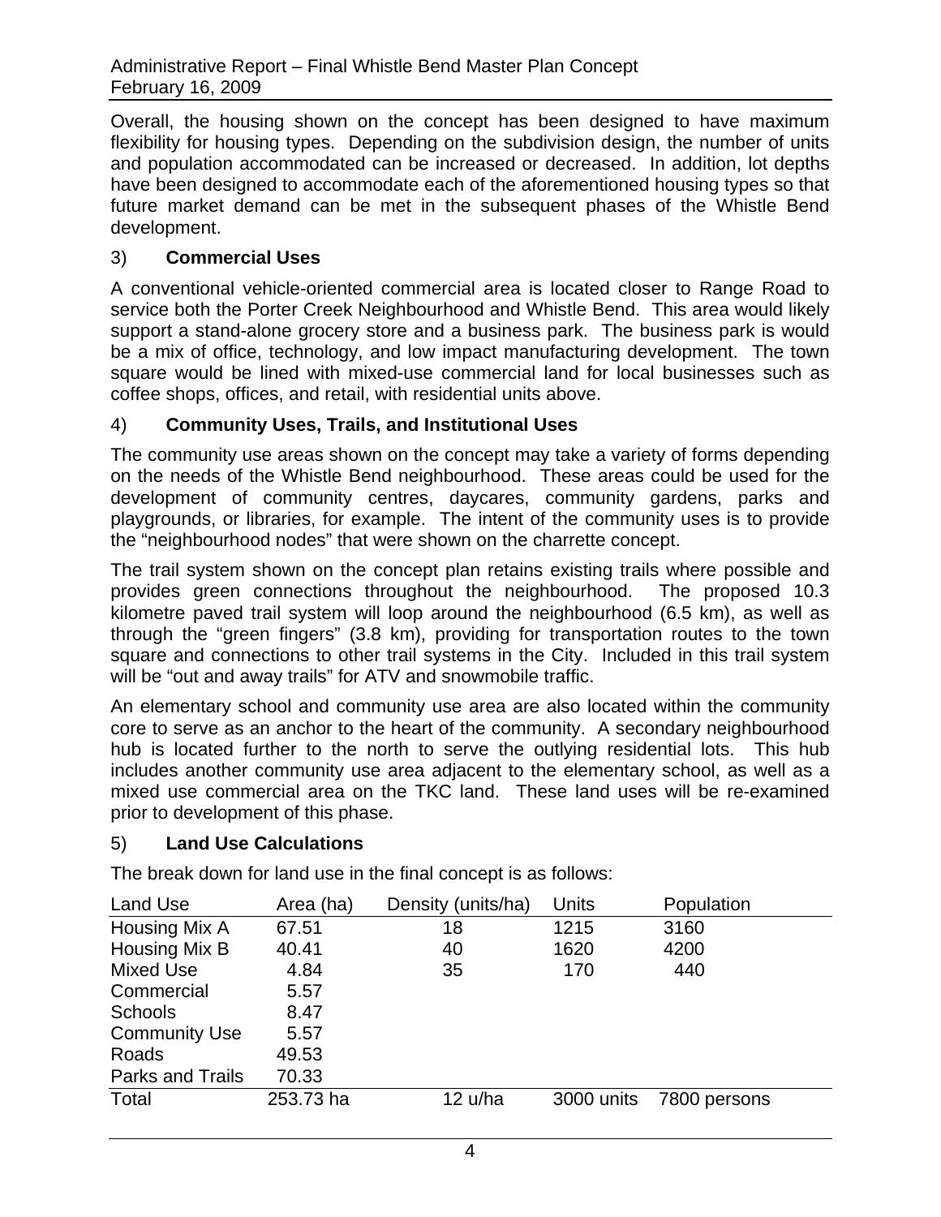Overall, the housing shown on the concept has been designed to have maximum flexibility for housing types. Depending on the subdivision design, the number of units and population accommodated can be increased or decreased. In addition, lot depths have been designed to accommodate each of the aforementioned housing types so that future market demand can be met in the subsequent phases of the Whistle Bend development.

## 3) **Commercial Uses**

A conventional vehicle-oriented commercial area is located closer to Range Road to service both the Porter Creek Neighbourhood and Whistle Bend. This area would likely support a stand-alone grocery store and a business park. The business park is would be a mix of office, technology, and low impact manufacturing development. The town square would be lined with mixed-use commercial land for local businesses such as coffee shops, offices, and retail, with residential units above.

## 4) **Community Uses, Trails, and Institutional Uses**

The community use areas shown on the concept may take a variety of forms depending on the needs of the Whistle Bend neighbourhood. These areas could be used for the development of community centres, daycares, community gardens, parks and playgrounds, or libraries, for example. The intent of the community uses is to provide the "neighbourhood nodes" that were shown on the charrette concept.

The trail system shown on the concept plan retains existing trails where possible and provides green connections throughout the neighbourhood. The proposed 10.3 kilometre paved trail system will loop around the neighbourhood (6.5 km), as well as through the "green fingers" (3.8 km), providing for transportation routes to the town square and connections to other trail systems in the City. Included in this trail system will be "out and away trails" for ATV and snowmobile traffic.

An elementary school and community use area are also located within the community core to serve as an anchor to the heart of the community. A secondary neighbourhood hub is located further to the north to serve the outlying residential lots. This hub includes another community use area adjacent to the elementary school, as well as a mixed use commercial area on the TKC land. These land uses will be re-examined prior to development of this phase.

## 5) **Land Use Calculations**

The break down for land use in the final concept is as follows:

| Land Use | Area (ha) | Density (units/ha) | Units | Population |
|---|---|---|---|---|
| Housing Mix A | 67.51 | 18 | 1215 | 3160 |
| Housing Mix B | 40.41 | 40 | 1620 | 4200 |
| Mixed Use | 4.84 | 35 | 170 | 440 |
| Commercial | 5.57 | | | |
| Schools | 8.47 | | | |
| Community Use | 5.57 | | | |
| Roads | 49.53 | | | |
| Parks and Trails | 70.33 | | | |
| Total | 253.73 ha | 12 u/ha | 3000 units | 7800 persons |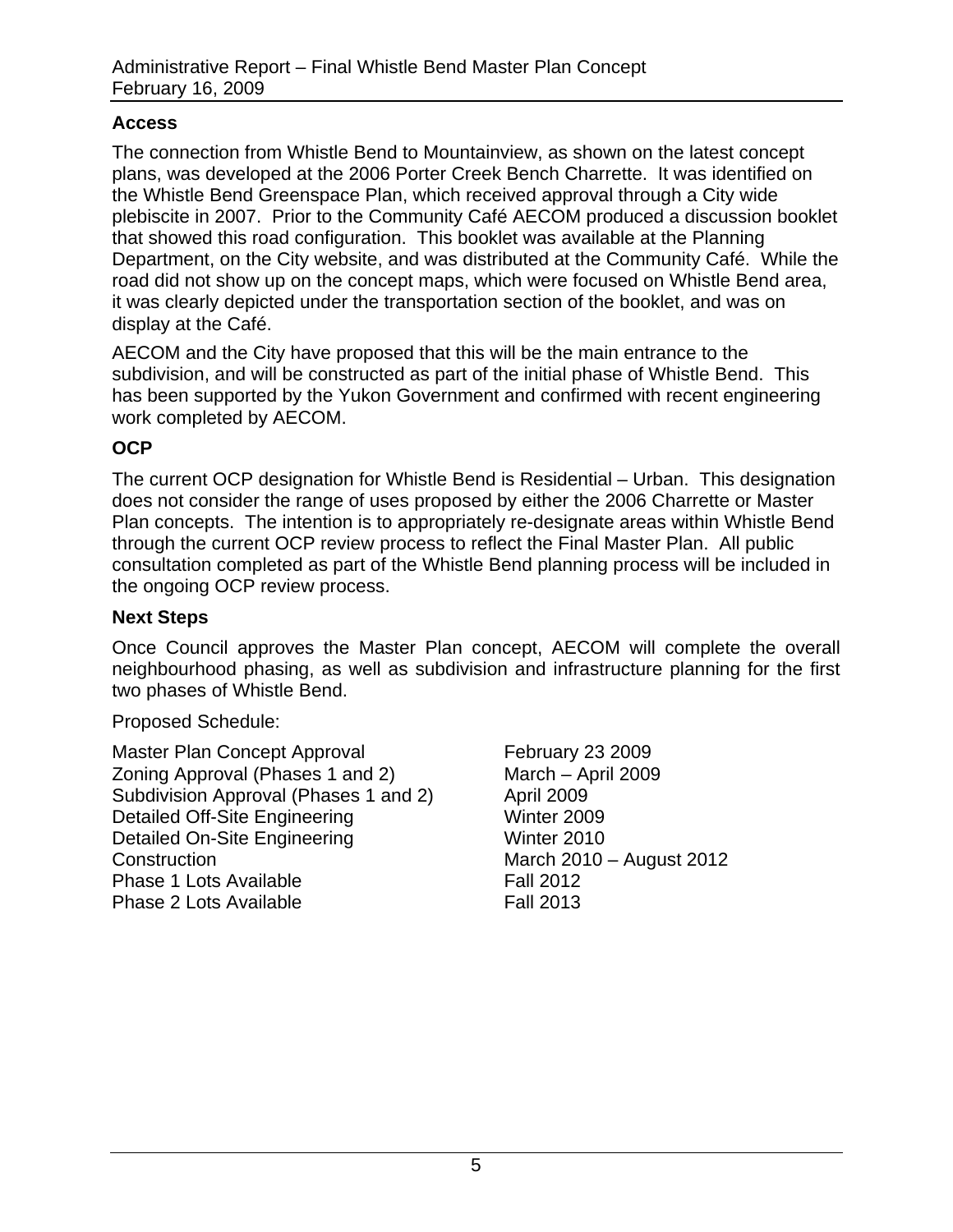### Access

The connection from Whistle Bend to Mountainview, as shown on the latest concept plans, was developed at the 2006 Porter Creek Bench Charrette. It was identified on the Whistle Bend Greenspace Plan, which received approval through a City wide plebiscite in 2007. Prior to the Community Café AECOM produced a discussion booklet that showed this road configuration. This booklet was available at the Planning Department, on the City website, and was distributed at the Community Café. While the road did not show up on the concept maps, which were focused on Whistle Bend area, it was clearly depicted under the transportation section of the booklet, and was on display at the Café.

AECOM and the City have proposed that this will be the main entrance to the subdivision, and will be constructed as part of the initial phase of Whistle Bend. This has been supported by the Yukon Government and confirmed with recent engineering work completed by AECOM.

### OCP

The current OCP designation for Whistle Bend is Residential – Urban. This designation does not consider the range of uses proposed by either the 2006 Charrette or Master Plan concepts. The intention is to appropriately re-designate areas within Whistle Bend through the current OCP review process to reflect the Final Master Plan. All public consultation completed as part of the Whistle Bend planning process will be included in the ongoing OCP review process.

### Next Steps

Once Council approves the Master Plan concept, AECOM will complete the overall neighbourhood phasing, as well as subdivision and infrastructure planning for the first two phases of Whistle Bend.

Proposed Schedule:

| | |
|---|---|
| Master Plan Concept Approval | February 23 2009 |
| Zoning Approval (Phases 1 and 2) | March – April 2009 |
| Subdivision Approval (Phases 1 and 2) | April 2009 |
| Detailed Off-Site Engineering | Winter 2009 |
| Detailed On-Site Engineering | Winter 2010 |
| Construction | March 2010 – August 2012 |
| Phase 1 Lots Available | Fall 2012 |
| Phase 2 Lots Available | Fall 2013 |